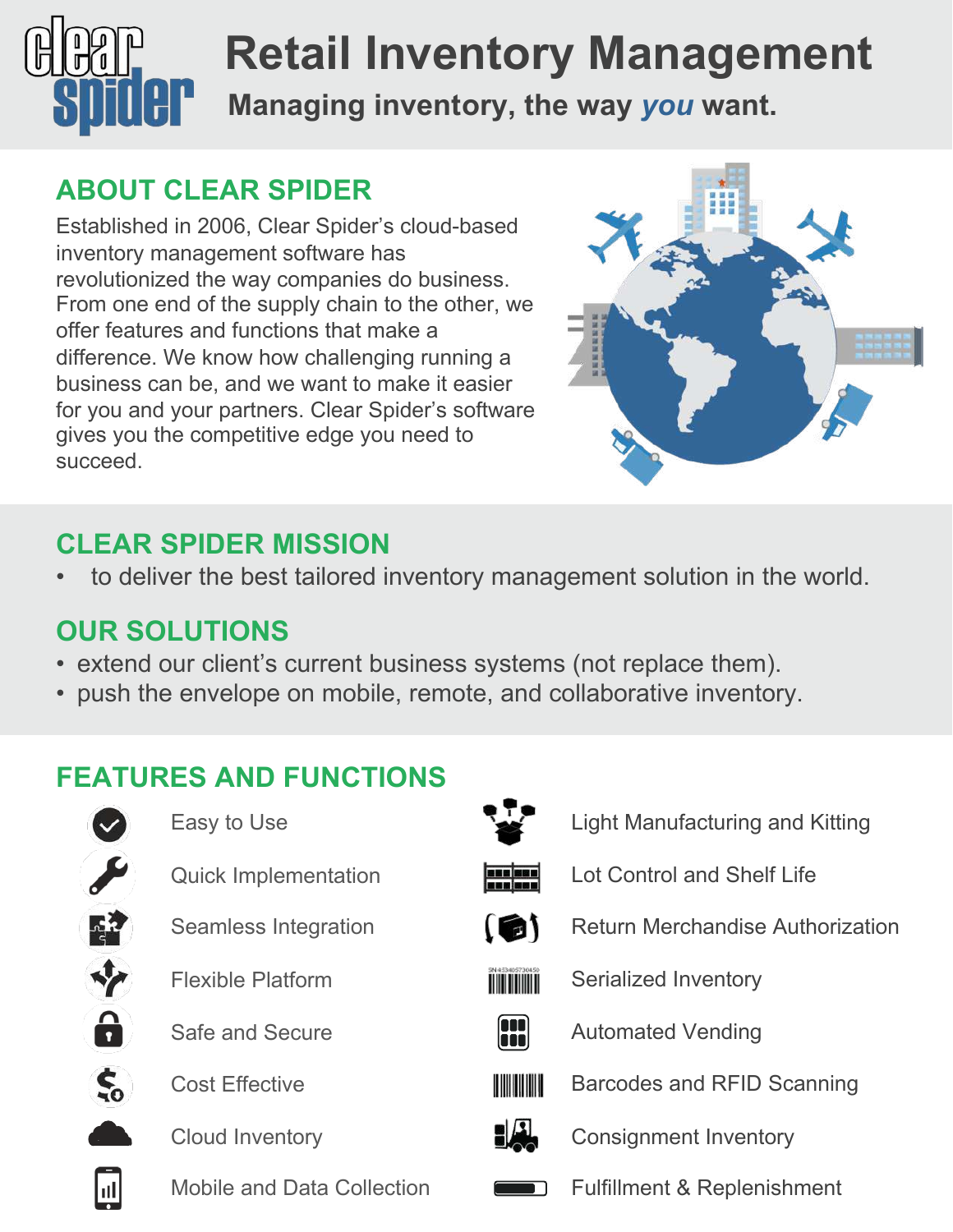# Retail Inventory Management

**Managing inventory, the way *you* want.**

## ABOUT CLEAR SPIDER

Established in 2006, Clear Spider's cloud-based inventory management software has revolutionized the way companies do business. From one end of the supply chain to the other, we offer features and functions that make a difference. We know how challenging running a business can be, and we want to make it easier for you and your partners. Clear Spider's software gives you the competitive edge you need to succeed.

## CLEAR SPIDER MISSION

- to deliver the best tailored inventory management solution in the world.

## OUR SOLUTIONS

- extend our client's current business systems (not replace them).
- push the envelope on mobile, remote, and collaborative inventory.

## FEATURES AND FUNCTIONS

- Easy to Use
- Quick Implementation
- Seamless Integration
- Flexible Platform
- Safe and Secure
- Cost Effective
- Cloud Inventory
- Mobile and Data Collection
- Light Manufacturing and Kitting
- Lot Control and Shelf Life
- Return Merchandise Authorization
- Serialized Inventory
- Automated Vending
- Barcodes and RFID Scanning
- Consignment Inventory
- Fulfillment & Replenishment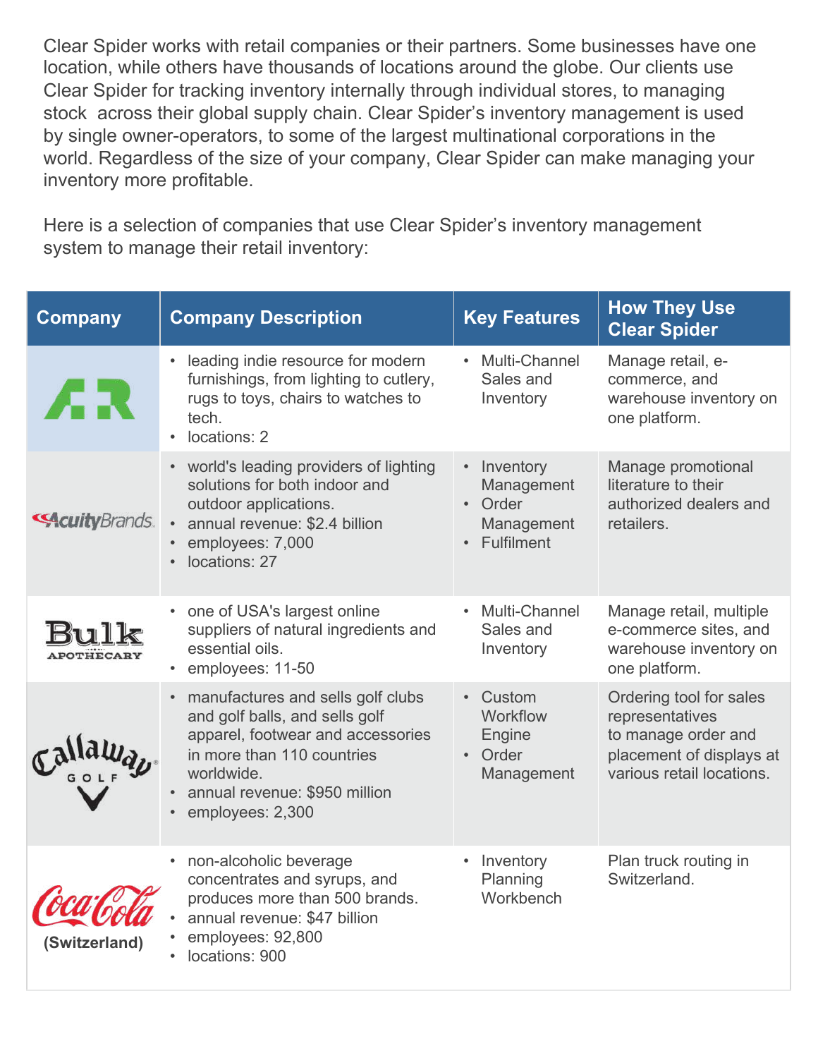Clear Spider works with retail companies or their partners. Some businesses have one location, while others have thousands of locations around the globe. Our clients use Clear Spider for tracking inventory internally through individual stores, to managing stock across their global supply chain. Clear Spider's inventory management is used by single owner-operators, to some of the largest multinational corporations in the world. Regardless of the size of your company, Clear Spider can make managing your inventory more profitable.

Here is a selection of companies that use Clear Spider's inventory management system to manage their retail inventory:

| Company | Company Description | Key Features | How They Use Clear Spider |
|---|---|---|---|
| AR | • leading indie resource for modern furnishings, from lighting to cutlery, rugs to toys, chairs to watches to tech.<br>• locations: 2 | • Multi-Channel Sales and Inventory | Manage retail, e-commerce, and warehouse inventory on one platform. |
| AcuityBrands | • world's leading providers of lighting solutions for both indoor and outdoor applications.<br>• annual revenue: $2.4 billion<br>• employees: 7,000<br>• locations: 27 | • Inventory Management<br>• Order Management<br>• Fulfilment | Manage promotional literature to their authorized dealers and retailers. |
| Bulk Apothecary | • one of USA's largest online suppliers of natural ingredients and essential oils.<br>• employees: 11-50 | • Multi-Channel Sales and Inventory | Manage retail, multiple e-commerce sites, and warehouse inventory on one platform. |
| Callaway Golf | • manufactures and sells golf clubs and golf balls, and sells golf apparel, footwear and accessories in more than 110 countries worldwide.<br>• annual revenue: $950 million<br>• employees: 2,300 | • Custom Workflow Engine<br>• Order Management | Ordering tool for sales representatives to manage order and placement of displays at various retail locations. |
| Coca-Cola (Switzerland) | • non-alcoholic beverage concentrates and syrups, and produces more than 500 brands.<br>• annual revenue: $47 billion<br>• employees: 92,800<br>• locations: 900 | • Inventory Planning Workbench | Plan truck routing in Switzerland. |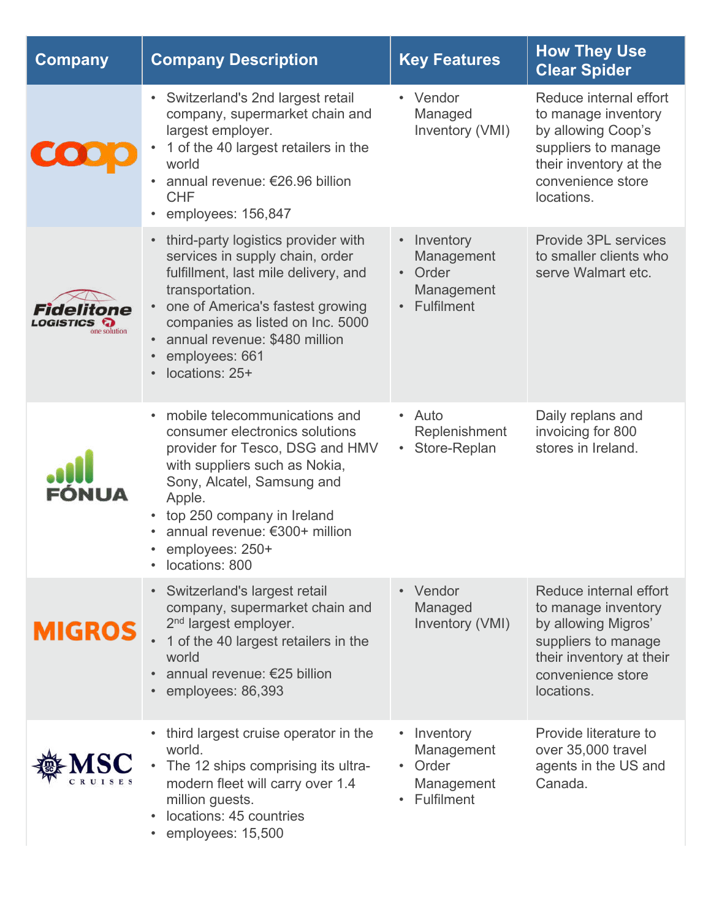| Company | Company Description | Key Features | How They Use Clear Spider |
|---|---|---|---|
| coop | • Switzerland's 2nd largest retail company, supermarket chain and largest employer.<br>• 1 of the 40 largest retailers in the world<br>• annual revenue: €26.96 billion CHF<br>• employees: 156,847 | • Vendor Managed Inventory (VMI) | Reduce internal effort to manage inventory by allowing Coop's suppliers to manage their inventory at the convenience store locations. |
| Fidelitone LOGISTICS one solution | • third-party logistics provider with services in supply chain, order fulfillment, last mile delivery, and transportation.<br>• one of America's fastest growing companies as listed on Inc. 5000<br>• annual revenue: $480 million<br>• employees: 661<br>• locations: 25+ | • Inventory Management<br>• Order Management<br>• Fulfilment | Provide 3PL services to smaller clients who serve Walmart etc. |
| FÓNUA | • mobile telecommunications and consumer electronics solutions provider for Tesco, DSG and HMV with suppliers such as Nokia, Sony, Alcatel, Samsung and Apple.<br>• top 250 company in Ireland<br>• annual revenue: €300+ million<br>• employees: 250+<br>• locations: 800 | • Auto Replenishment<br>• Store-Replan | Daily replans and invoicing for 800 stores in Ireland. |
| MIGROS | • Switzerland's largest retail company, supermarket chain and 2nd largest employer.<br>• 1 of the 40 largest retailers in the world<br>• annual revenue: €25 billion<br>• employees: 86,393 | • Vendor Managed Inventory (VMI) | Reduce internal effort to manage inventory by allowing Migros' suppliers to manage their inventory at their convenience store locations. |
| MSC CRUISES | • third largest cruise operator in the world.<br>• The 12 ships comprising its ultra-modern fleet will carry over 1.4 million guests.<br>• locations: 45 countries<br>• employees: 15,500 | • Inventory Management<br>• Order Management<br>• Fulfilment | Provide literature to over 35,000 travel agents in the US and Canada. |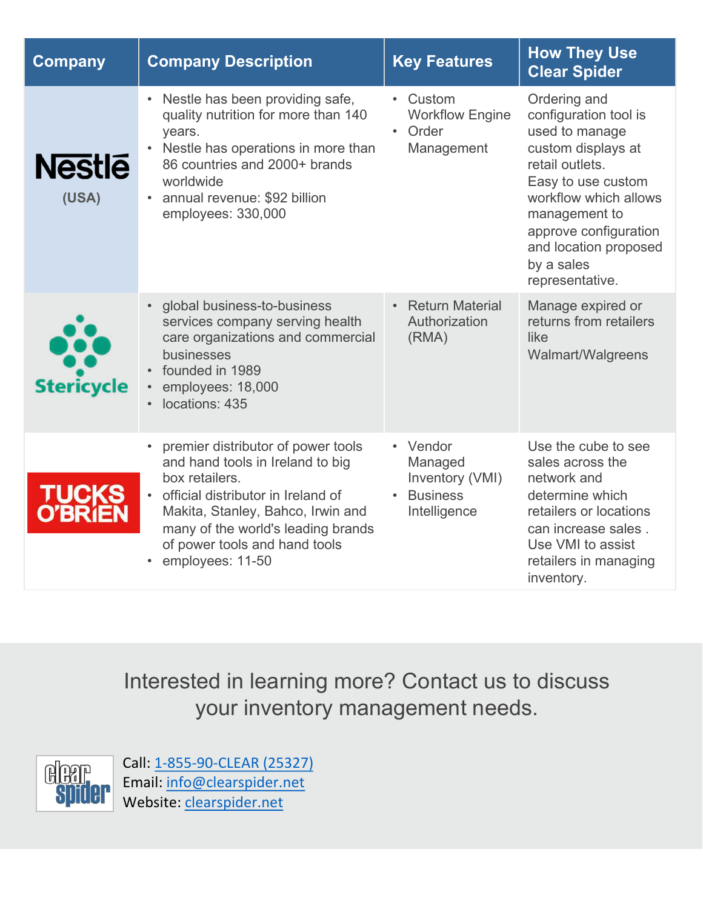| Company | Company Description | Key Features | How They Use Clear Spider |
|---|---|---|---|
| Nestlé (USA) | • Nestle has been providing safe, quality nutrition for more than 140 years.<br>• Nestle has operations in more than 86 countries and 2000+ brands worldwide<br>• annual revenue: $92 billion employees: 330,000 | • Custom Workflow Engine<br>• Order Management | Ordering and configuration tool is used to manage custom displays at retail outlets. Easy to use custom workflow which allows management to approve configuration and location proposed by a sales representative. |
| Stericycle | • global business-to-business services company serving health care organizations and commercial businesses<br>• founded in 1989<br>• employees: 18,000<br>• locations: 435 | • Return Material Authorization (RMA) | Manage expired or returns from retailers like Walmart/Walgreens |
| TUCKS O'BRIEN | • premier distributor of power tools and hand tools in Ireland to big box retailers.<br>• official distributor in Ireland of Makita, Stanley, Bahco, Irwin and many of the world's leading brands of power tools and hand tools<br>• employees: 11-50 | • Vendor Managed Inventory (VMI)<br>• Business Intelligence | Use the cube to see sales across the network and determine which retailers or locations can increase sales . Use VMI to assist retailers in managing inventory. |

Interested in learning more? Contact us to discuss your inventory management needs.

clear spider

Call: 1-855-90-CLEAR (25327)
Email: info@clearspider.net
Website: clearspider.net